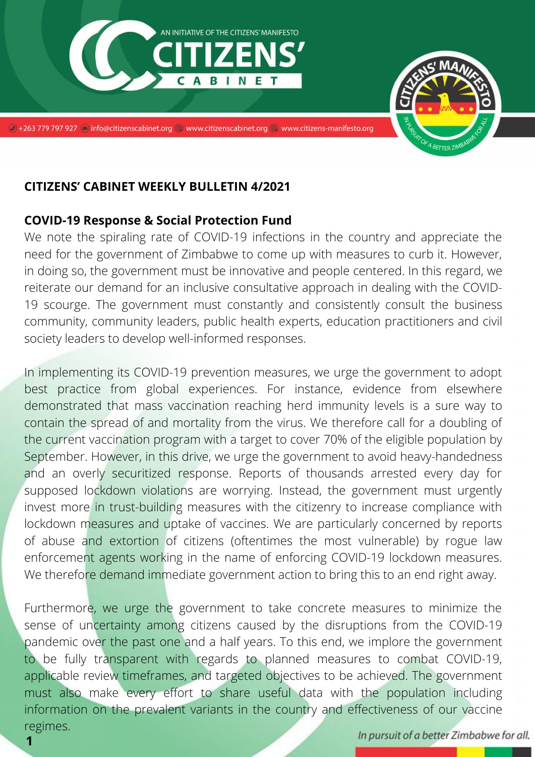**CITIZENS' CABINET WEEKLY BULLETIN 4/2021**

**COVID-19 Response & Social Protection Fund**

We note the spiraling rate of COVID-19 infections in the country and appreciate the need for the government of Zimbabwe to come up with measures to curb it. However, in doing so, the government must be innovative and people centered. In this regard, we reiterate our demand for an inclusive consultative approach in dealing with the COVID-19 scourge. The government must constantly and consistently consult the business community, community leaders, public health experts, education practitioners and civil society leaders to develop well-informed responses.

In implementing its COVID-19 prevention measures, we urge the government to adopt best practice from global experiences. For instance, evidence from elsewhere demonstrated that mass vaccination reaching herd immunity levels is a sure way to contain the spread of and mortality from the virus. We therefore call for a doubling of the current vaccination program with a target to cover 70% of the eligible population by September. However, in this drive, we urge the government to avoid heavy-handedness and an overly securitized response. Reports of thousands arrested every day for supposed lockdown violations are worrying. Instead, the government must urgently invest more in trust-building measures with the citizenry to increase compliance with lockdown measures and uptake of vaccines. We are particularly concerned by reports of abuse and extortion of citizens (oftentimes the most vulnerable) by rogue law enforcement agents working in the name of enforcing COVID-19 lockdown measures. We therefore demand immediate government action to bring this to an end right away.

Furthermore, we urge the government to take concrete measures to minimize the sense of uncertainty among citizens caused by the disruptions from the COVID-19 pandemic over the past one and a half years. To this end, we implore the government to be fully transparent with regards to planned measures to combat COVID-19, applicable review timeframes, and targeted objectives to be achieved. The government must also make every effort to share useful data with the population including information on the prevalent variants in the country and effectiveness of our vaccine regimes.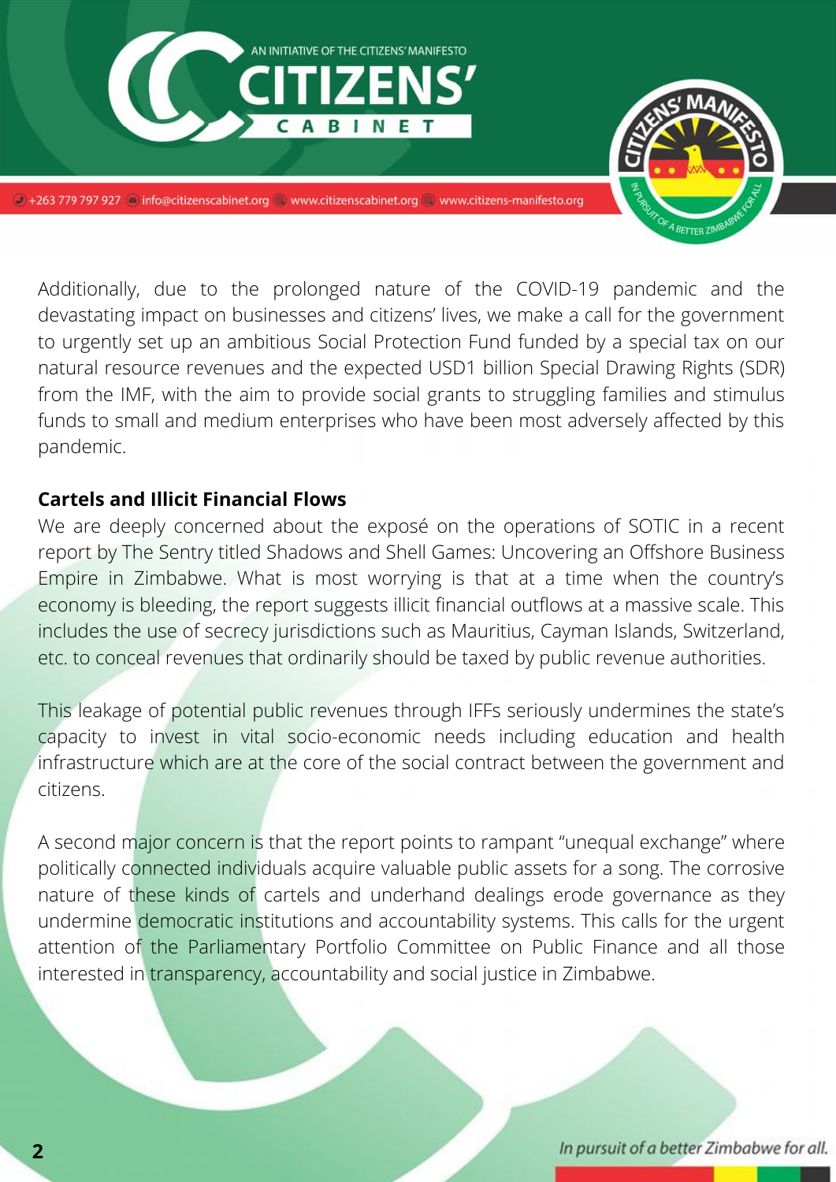Additionally, due to the prolonged nature of the COVID-19 pandemic and the devastating impact on businesses and citizens' lives, we make a call for the government to urgently set up an ambitious Social Protection Fund funded by a special tax on our natural resource revenues and the expected USD1 billion Special Drawing Rights (SDR) from the IMF, with the aim to provide social grants to struggling families and stimulus funds to small and medium enterprises who have been most adversely affected by this pandemic.

**Cartels and Illicit Financial Flows**

We are deeply concerned about the exposé on the operations of SOTIC in a recent report by The Sentry titled Shadows and Shell Games: Uncovering an Offshore Business Empire in Zimbabwe. What is most worrying is that at a time when the country's economy is bleeding, the report suggests illicit financial outflows at a massive scale. This includes the use of secrecy jurisdictions such as Mauritius, Cayman Islands, Switzerland, etc. to conceal revenues that ordinarily should be taxed by public revenue authorities.

This leakage of potential public revenues through IFFs seriously undermines the state's capacity to invest in vital socio-economic needs including education and health infrastructure which are at the core of the social contract between the government and citizens.

A second major concern is that the report points to rampant "unequal exchange" where politically connected individuals acquire valuable public assets for a song. The corrosive nature of these kinds of cartels and underhand dealings erode governance as they undermine democratic institutions and accountability systems. This calls for the urgent attention of the Parliamentary Portfolio Committee on Public Finance and all those interested in transparency, accountability and social justice in Zimbabwe.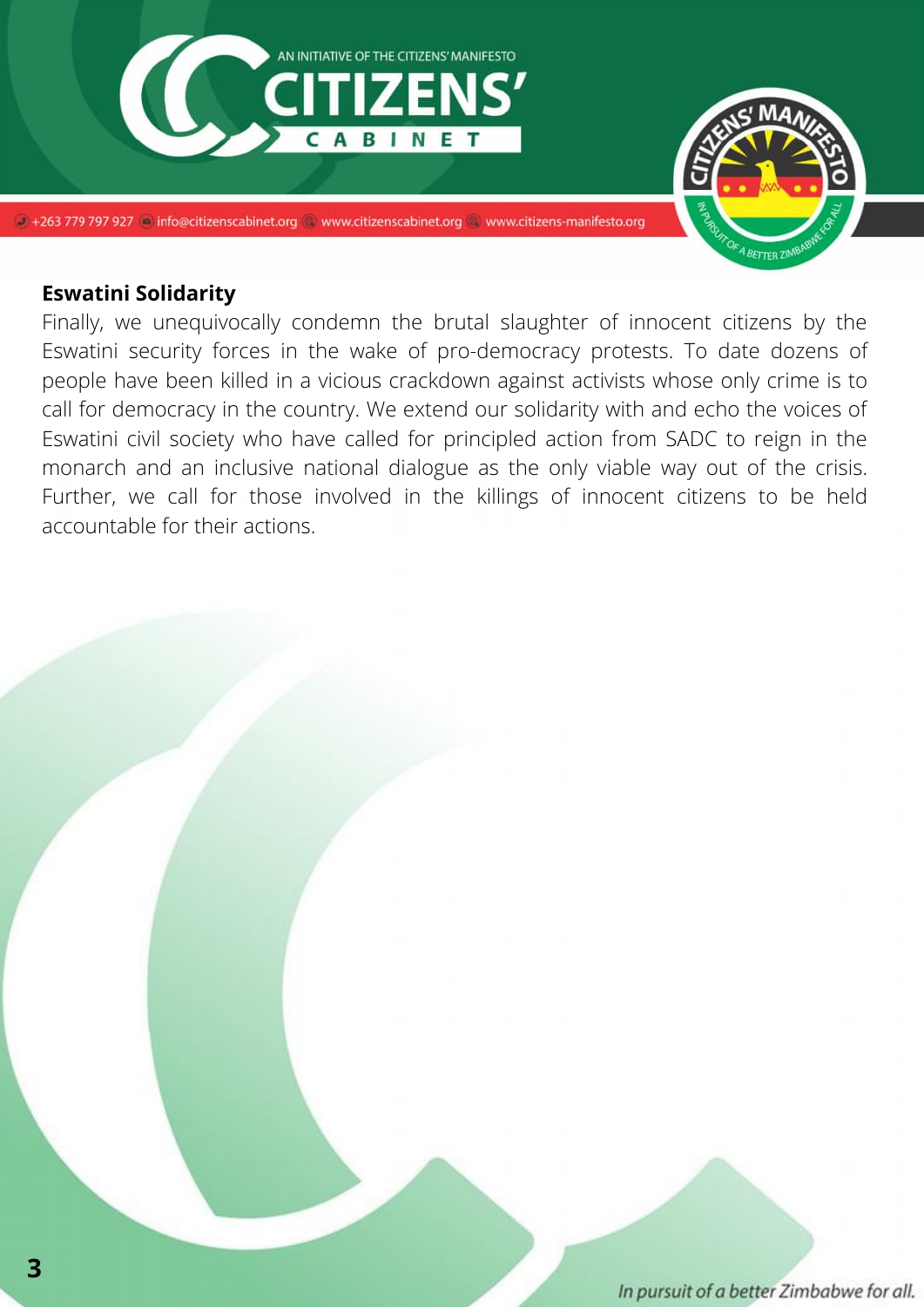**Eswatini Solidarity**

Finally, we unequivocally condemn the brutal slaughter of innocent citizens by the Eswatini security forces in the wake of pro-democracy protests. To date dozens of people have been killed in a vicious crackdown against activists whose only crime is to call for democracy in the country. We extend our solidarity with and echo the voices of Eswatini civil society who have called for principled action from SADC to reign in the monarch and an inclusive national dialogue as the only viable way out of the crisis. Further, we call for those involved in the killings of innocent citizens to be held accountable for their actions.